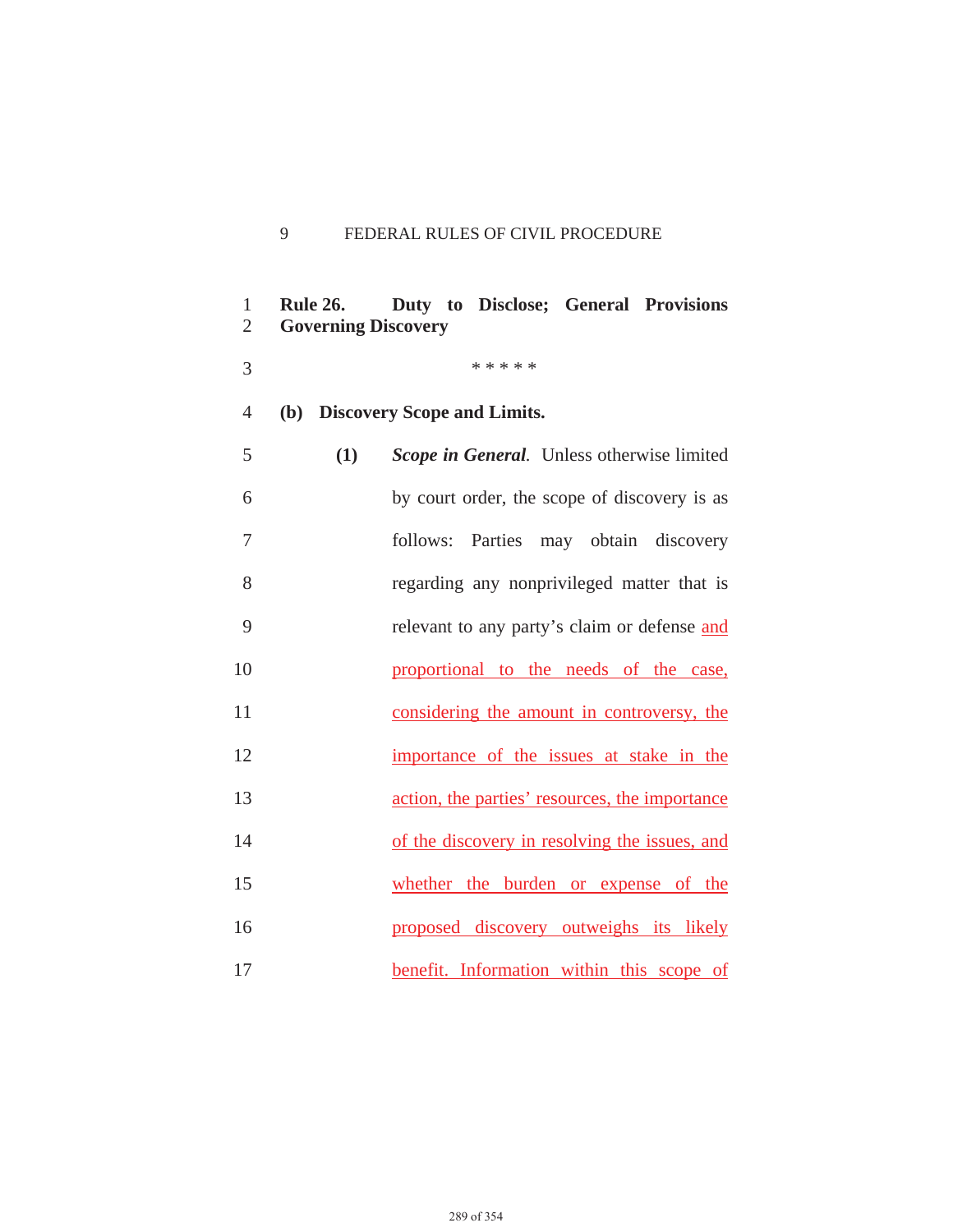**Rule 26. Duty to Disclose; General Provisions Governing Discovery**

\* \* \* \* \*

**(b) Discovery Scope and Limits.**

**(1)** ***Scope in General.*** Unless otherwise limited by court order, the scope of discovery is as follows: Parties may obtain discovery regarding any nonprivileged matter that is relevant to any party's claim or defense <u>and proportional to the needs of the case, considering the amount in controversy, the importance of the issues at stake in the action, the parties' resources, the importance of the discovery in resolving the issues, and whether the burden or expense of the proposed discovery outweighs its likely benefit. Information within this scope of</u>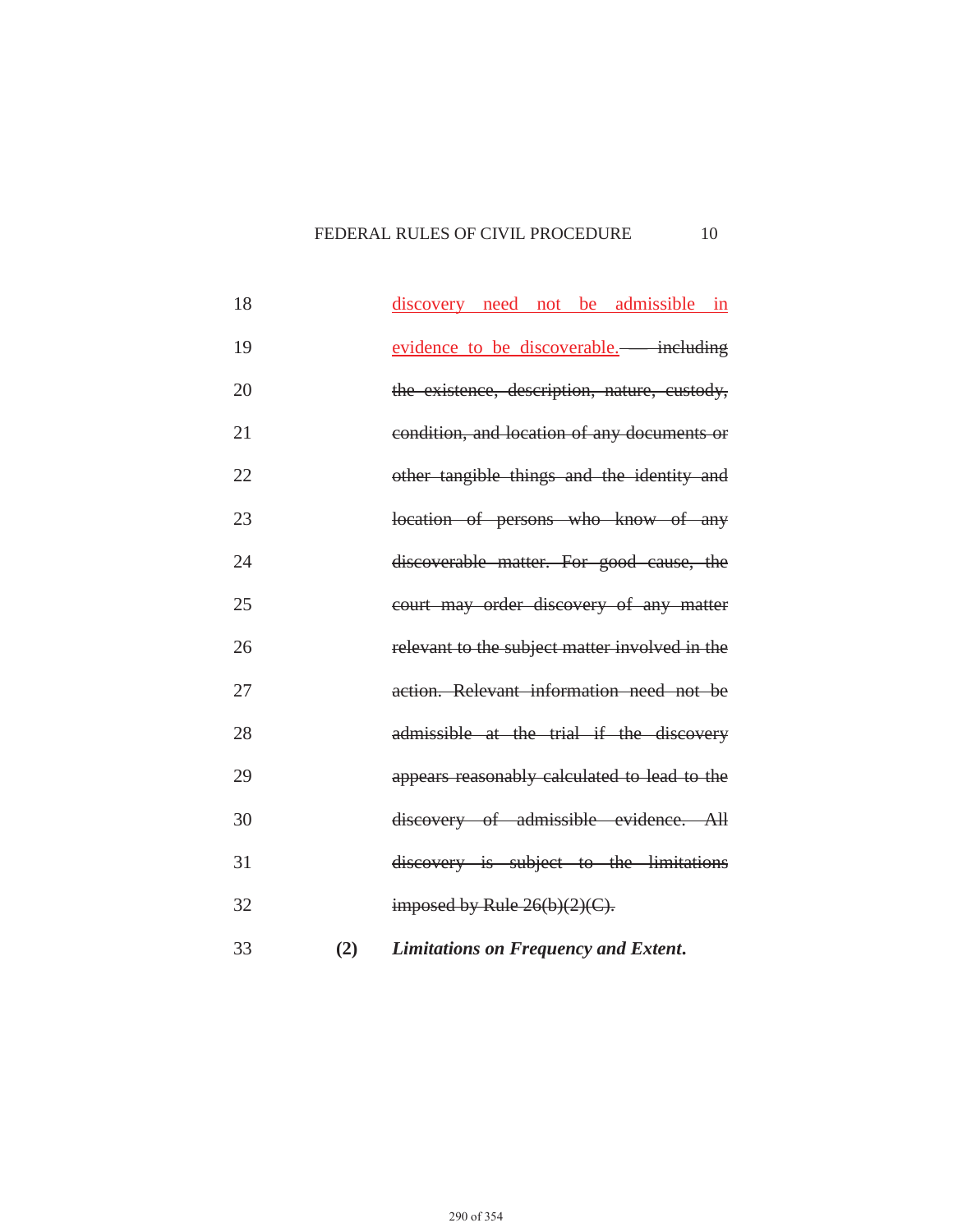18 discovery need not be admissible in

19 evidence to be discoverable. ~~including~~

20 ~~the existence, description, nature, custody,~~

21 ~~condition, and location of any documents or~~

22 ~~other tangible things and the identity and~~

23 ~~location of persons who know of any~~

24 ~~discoverable matter. For good cause, the~~

25 ~~court may order discovery of any matter~~

26 ~~relevant to the subject matter involved in the~~

27 ~~action. Relevant information need not be~~

28 ~~admissible at the trial if the discovery~~

29 ~~appears reasonably calculated to lead to the~~

30 ~~discovery of admissible evidence. All~~

31 ~~discovery is subject to the limitations~~

32 ~~imposed by Rule 26(b)(2)(C).~~

33 **(2)** ***Limitations on Frequency and Extent.***